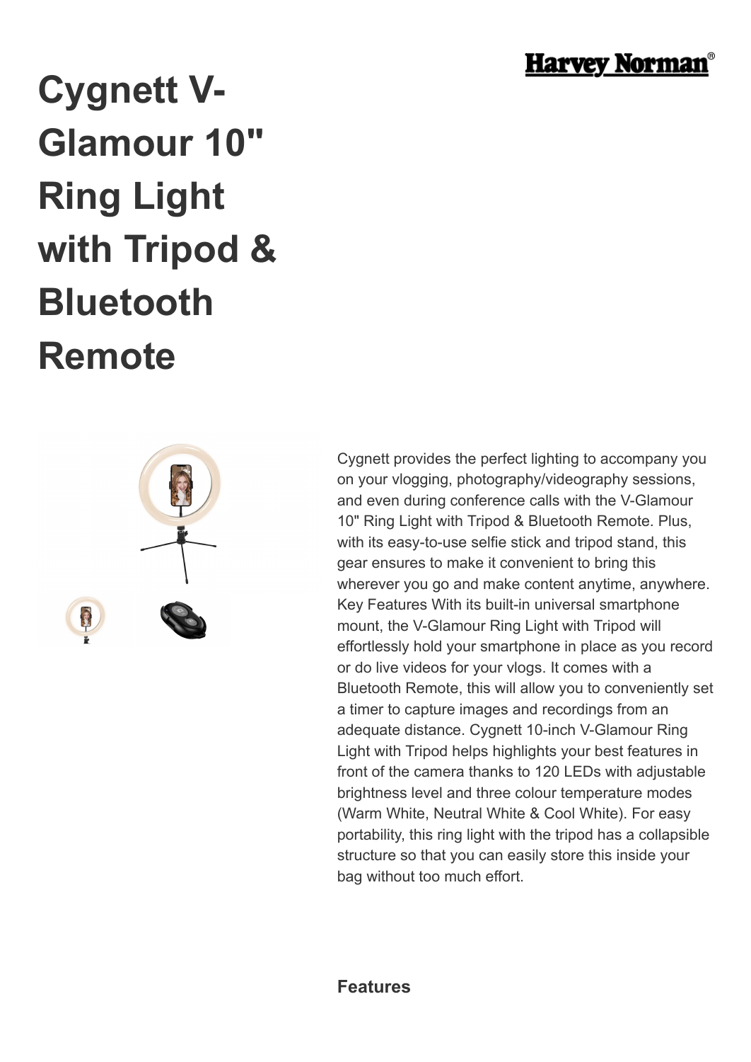# Cygnett V-Glamour 10" Ring Light with Tripod & Bluetooth Remote

Cygnett provides the perfect lighting to accompany you on your vlogging, photography/videography sessions, and even during conference calls with the V-Glamour 10" Ring Light with Tripod & Bluetooth Remote. Plus, with its easy-to-use selfie stick and tripod stand, this gear ensures to make it convenient to bring this wherever you go and make content anytime, anywhere. Key Features With its built-in universal smartphone mount, the V-Glamour Ring Light with Tripod will effortlessly hold your smartphone in place as you record or do live videos for your vlogs. It comes with a Bluetooth Remote, this will allow you to conveniently set a timer to capture images and recordings from an adequate distance. Cygnett 10-inch V-Glamour Ring Light with Tripod helps highlights your best features in front of the camera thanks to 120 LEDs with adjustable brightness level and three colour temperature modes (Warm White, Neutral White & Cool White). For easy portability, this ring light with the tripod has a collapsible structure so that you can easily store this inside your bag without too much effort.

### Features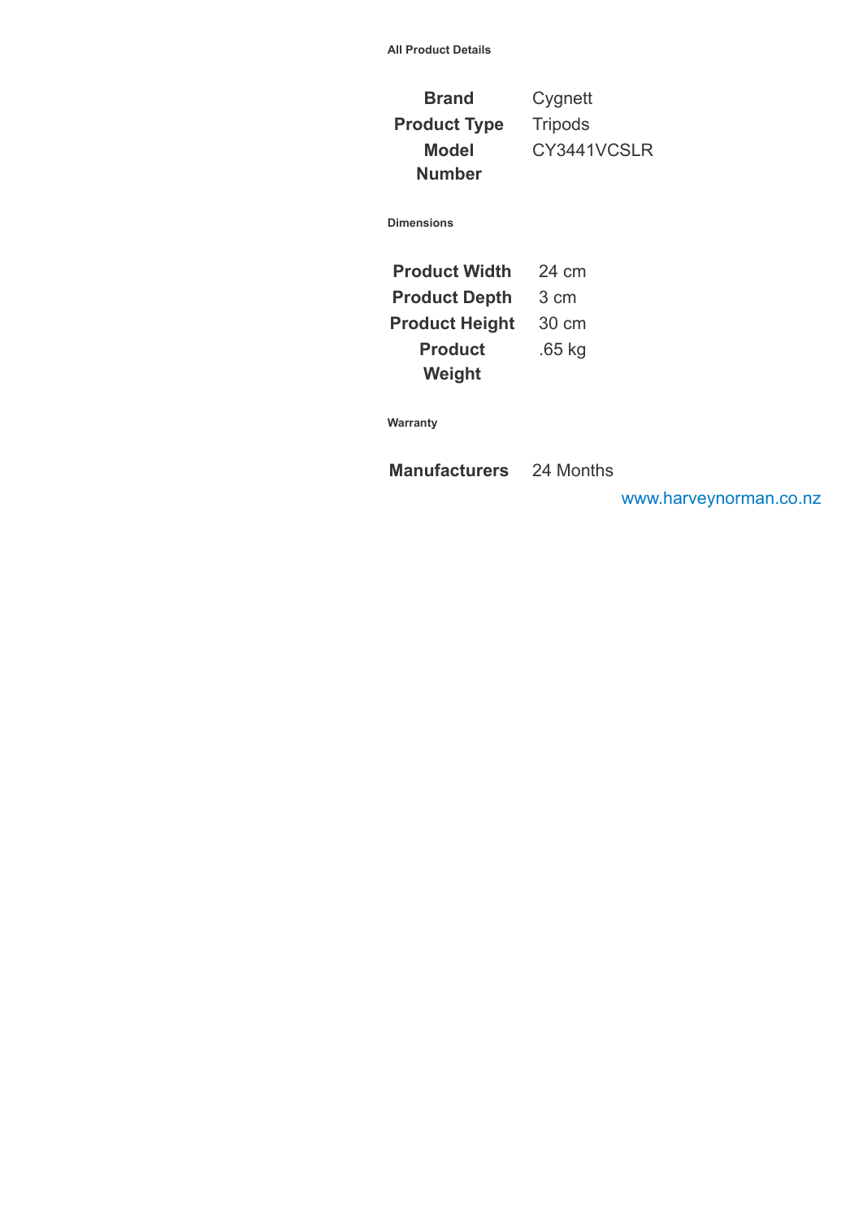### All Product Details

| | |
|---|---|
| **Brand** | Cygnett |
| **Product Type** | Tripods |
| **Model Number** | CY3441VCSLR |

### Dimensions

| | |
|---|---|
| **Product Width** | 24 cm |
| **Product Depth** | 3 cm |
| **Product Height** | 30 cm |
| **Product Weight** | .65 kg |

### Warranty

| | |
|---|---|
| **Manufacturers** | 24 Months |

www.harveynorman.co.nz